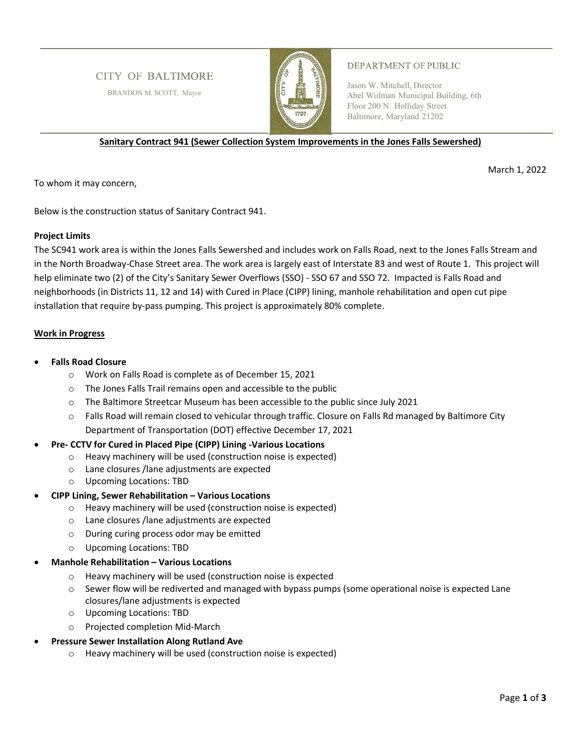CITY OF BALTIMORE

BRANDON M. SCOTT, Mayor

DEPARTMENT OF PUBLIC

Jason W. Mitchell, Director
Abel Wolman Municipal Building, 6th Floor 200 N. Holliday Street
Baltimore, Maryland 21202

**Sanitary Contract 941 (Sewer Collection System Improvements in the Jones Falls Sewershed)**

March 1, 2022

To whom it may concern,

Below is the construction status of Sanitary Contract 941.

**Project Limits**

The SC941 work area is within the Jones Falls Sewershed and includes work on Falls Road, next to the Jones Falls Stream and in the North Broadway-Chase Street area. The work area is largely east of Interstate 83 and west of Route 1. This project will help eliminate two (2) of the City's Sanitary Sewer Overflows (SSO) - SSO 67 and SSO 72. Impacted is Falls Road and neighborhoods (in Districts 11, 12 and 14) with Cured in Place (CIPP) lining, manhole rehabilitation and open cut pipe installation that require by-pass pumping. This project is approximately 80% complete.

**Work in Progress**

- **Falls Road Closure**
  - Work on Falls Road is complete as of December 15, 2021
  - The Jones Falls Trail remains open and accessible to the public
  - The Baltimore Streetcar Museum has been accessible to the public since July 2021
  - Falls Road will remain closed to vehicular through traffic. Closure on Falls Rd managed by Baltimore City Department of Transportation (DOT) effective December 17, 2021
- **Pre- CCTV for Cured in Placed Pipe (CIPP) Lining -Various Locations**
  - Heavy machinery will be used (construction noise is expected)
  - Lane closures /lane adjustments are expected
  - Upcoming Locations: TBD
- **CIPP Lining, Sewer Rehabilitation – Various Locations**
  - Heavy machinery will be used (construction noise is expected)
  - Lane closures /lane adjustments are expected
  - During curing process odor may be emitted
  - Upcoming Locations: TBD
- **Manhole Rehabilitation – Various Locations**
  - Heavy machinery will be used (construction noise is expected
  - Sewer flow will be rediverted and managed with bypass pumps (some operational noise is expected Lane closures/lane adjustments is expected
  - Upcoming Locations: TBD
  - Projected completion Mid-March
- **Pressure Sewer Installation Along Rutland Ave**
  - Heavy machinery will be used (construction noise is expected)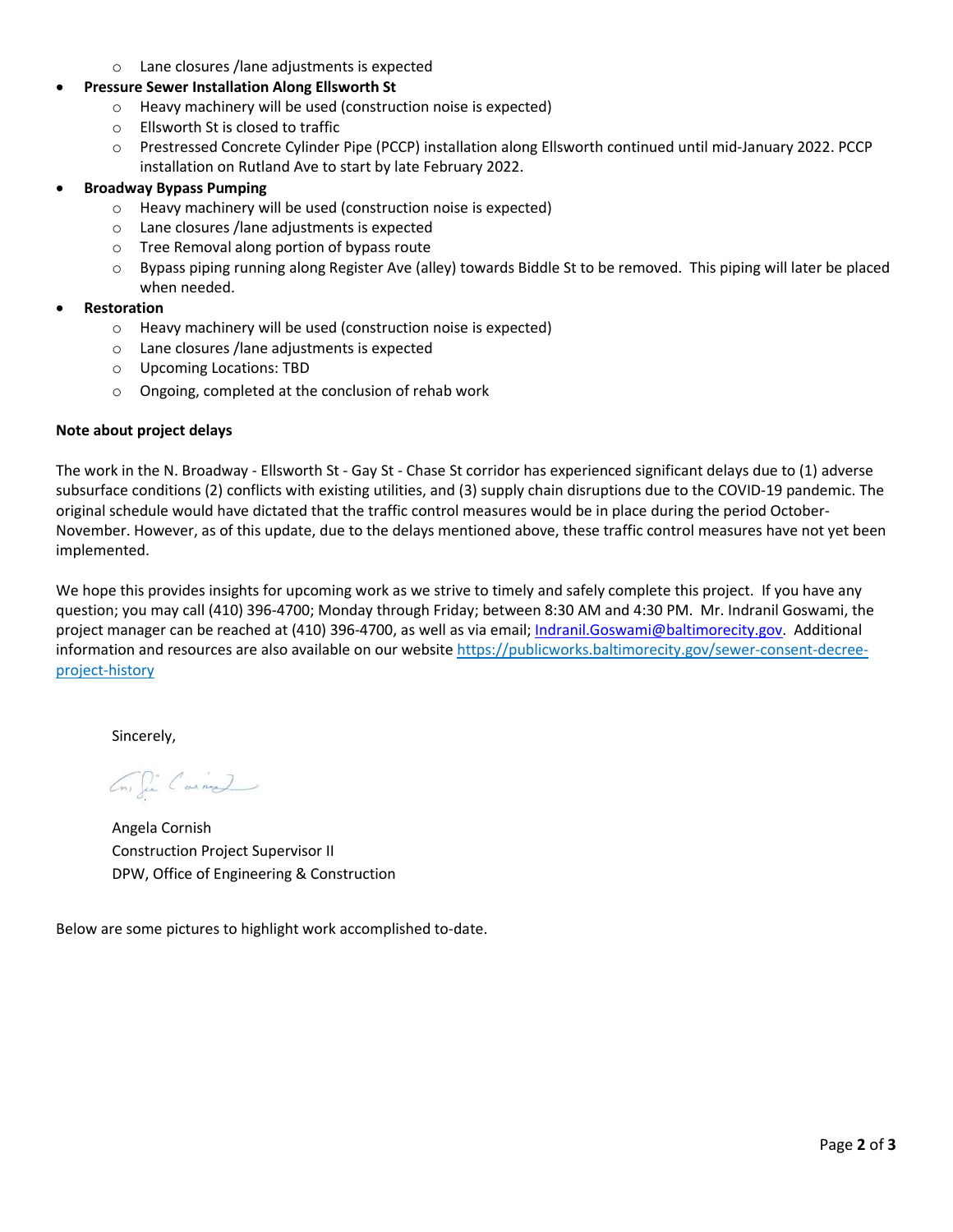- Lane closures /lane adjustments is expected
- **Pressure Sewer Installation Along Ellsworth St**
  - Heavy machinery will be used (construction noise is expected)
  - Ellsworth St is closed to traffic
  - Prestressed Concrete Cylinder Pipe (PCCP) installation along Ellsworth continued until mid-January 2022. PCCP installation on Rutland Ave to start by late February 2022.
- **Broadway Bypass Pumping**
  - Heavy machinery will be used (construction noise is expected)
  - Lane closures /lane adjustments is expected
  - Tree Removal along portion of bypass route
  - Bypass piping running along Register Ave (alley) towards Biddle St to be removed. This piping will later be placed when needed.
- **Restoration**
  - Heavy machinery will be used (construction noise is expected)
  - Lane closures /lane adjustments is expected
  - Upcoming Locations: TBD
  - Ongoing, completed at the conclusion of rehab work

**Note about project delays**

The work in the N. Broadway - Ellsworth St - Gay St - Chase St corridor has experienced significant delays due to (1) adverse subsurface conditions (2) conflicts with existing utilities, and (3) supply chain disruptions due to the COVID-19 pandemic. The original schedule would have dictated that the traffic control measures would be in place during the period October-November. However, as of this update, due to the delays mentioned above, these traffic control measures have not yet been implemented.

We hope this provides insights for upcoming work as we strive to timely and safely complete this project. If you have any question; you may call (410) 396-4700; Monday through Friday; between 8:30 AM and 4:30 PM. Mr. Indranil Goswami, the project manager can be reached at (410) 396-4700, as well as via email; Indranil.Goswami@baltimorecity.gov. Additional information and resources are also available on our website https://publicworks.baltimorecity.gov/sewer-consent-decree-project-history

Sincerely,

Angela Cornish
Construction Project Supervisor II
DPW, Office of Engineering & Construction

Below are some pictures to highlight work accomplished to-date.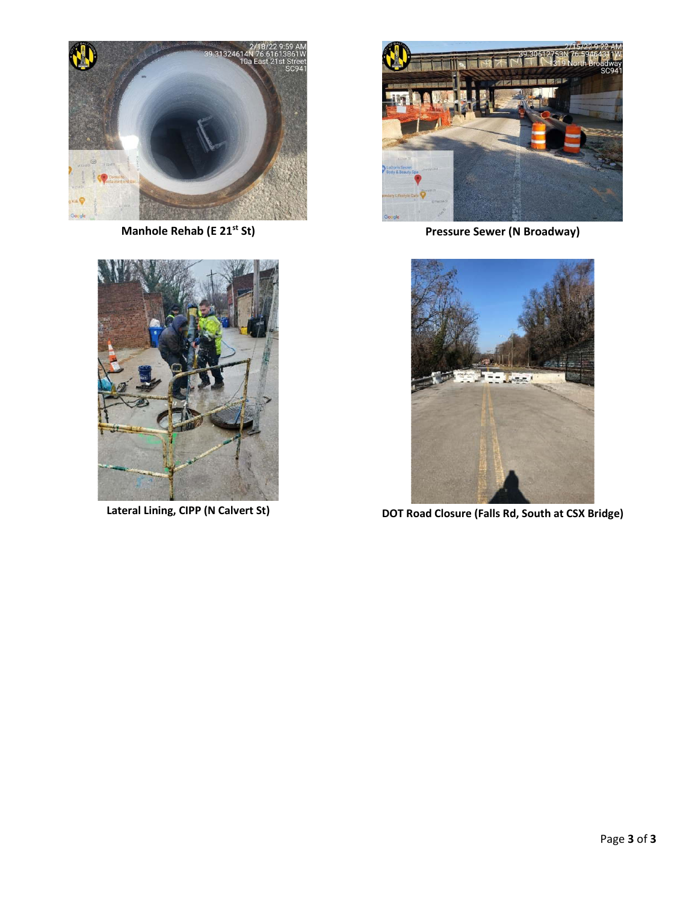Manhole Rehab (E 21st St)

Pressure Sewer (N Broadway)

Lateral Lining, CIPP (N Calvert St)

DOT Road Closure (Falls Rd, South at CSX Bridge)